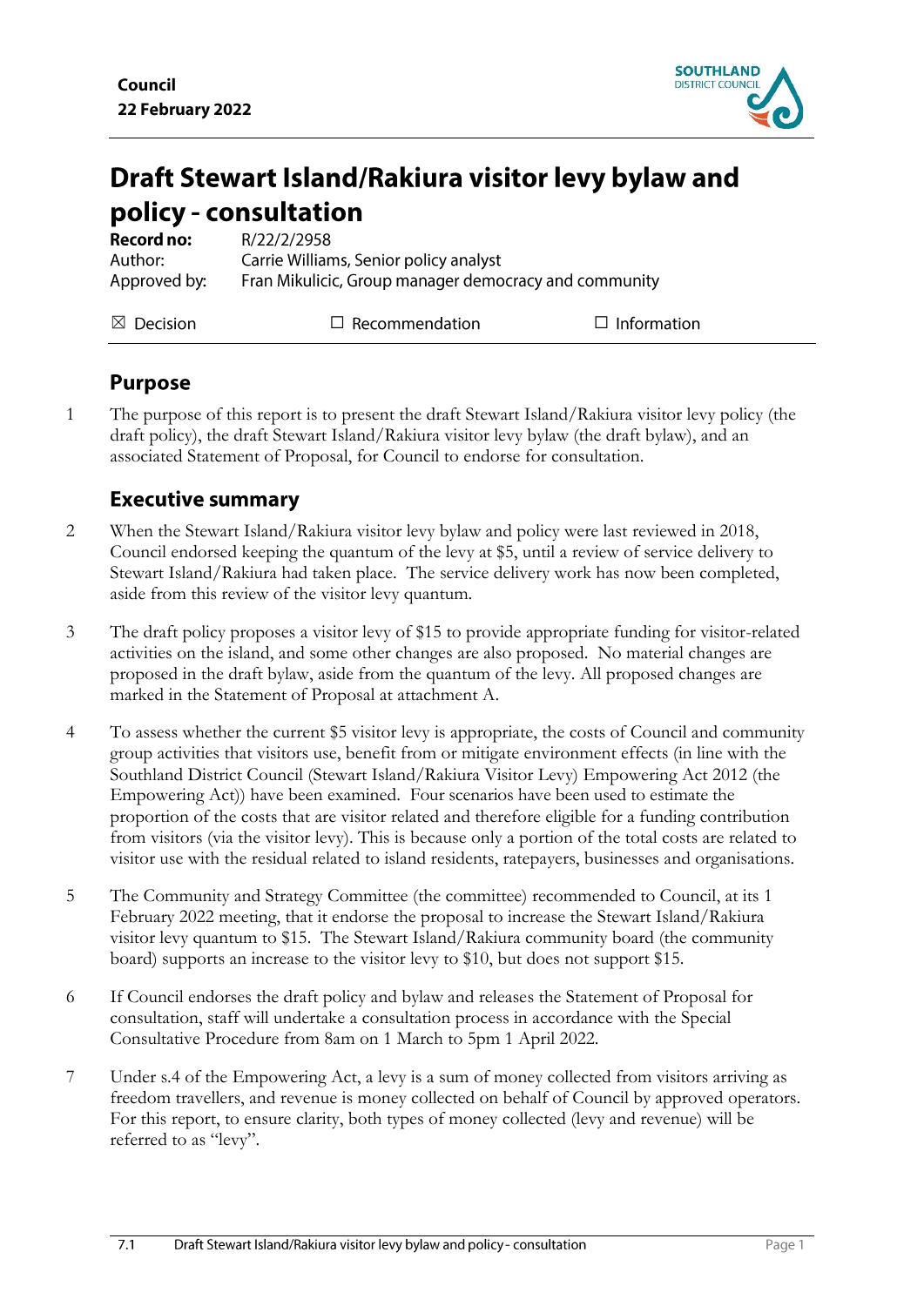**Council**
**22 February 2022**

# Draft Stewart Island/Rakiura visitor levy bylaw and policy - consultation

**Record no:** R/22/2/2958
Author: Carrie Williams, Senior policy analyst
Approved by: Fran Mikulicic, Group manager democracy and community

☒ Decision ☐ Recommendation ☐ Information

## Purpose

1 The purpose of this report is to present the draft Stewart Island/Rakiura visitor levy policy (the draft policy), the draft Stewart Island/Rakiura visitor levy bylaw (the draft bylaw), and an associated Statement of Proposal, for Council to endorse for consultation.

## Executive summary

2 When the Stewart Island/Rakiura visitor levy bylaw and policy were last reviewed in 2018, Council endorsed keeping the quantum of the levy at $5, until a review of service delivery to Stewart Island/Rakiura had taken place. The service delivery work has now been completed, aside from this review of the visitor levy quantum.

3 The draft policy proposes a visitor levy of $15 to provide appropriate funding for visitor-related activities on the island, and some other changes are also proposed. No material changes are proposed in the draft bylaw, aside from the quantum of the levy. All proposed changes are marked in the Statement of Proposal at attachment A.

4 To assess whether the current $5 visitor levy is appropriate, the costs of Council and community group activities that visitors use, benefit from or mitigate environment effects (in line with the Southland District Council (Stewart Island/Rakiura Visitor Levy) Empowering Act 2012 (the Empowering Act)) have been examined. Four scenarios have been used to estimate the proportion of the costs that are visitor related and therefore eligible for a funding contribution from visitors (via the visitor levy). This is because only a portion of the total costs are related to visitor use with the residual related to island residents, ratepayers, businesses and organisations.

5 The Community and Strategy Committee (the committee) recommended to Council, at its 1 February 2022 meeting, that it endorse the proposal to increase the Stewart Island/Rakiura visitor levy quantum to $15. The Stewart Island/Rakiura community board (the community board) supports an increase to the visitor levy to $10, but does not support $15.

6 If Council endorses the draft policy and bylaw and releases the Statement of Proposal for consultation, staff will undertake a consultation process in accordance with the Special Consultative Procedure from 8am on 1 March to 5pm 1 April 2022.

7 Under s.4 of the Empowering Act, a levy is a sum of money collected from visitors arriving as freedom travellers, and revenue is money collected on behalf of Council by approved operators. For this report, to ensure clarity, both types of money collected (levy and revenue) will be referred to as "levy".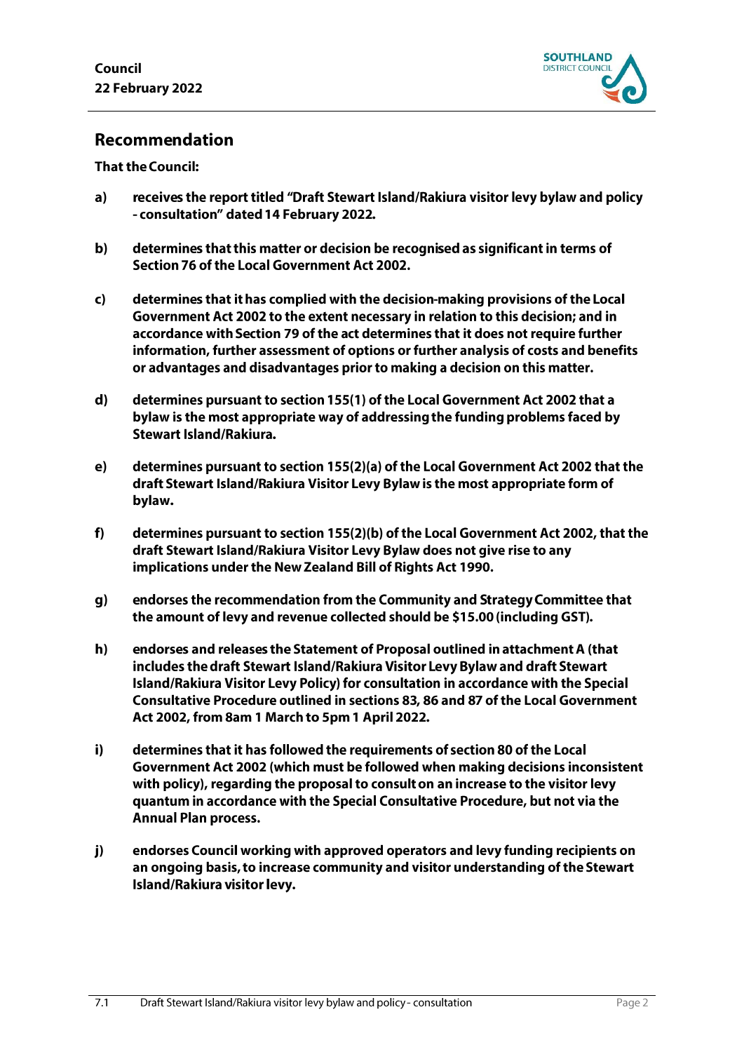## Recommendation

**That the Council:**

**a)** **receives the report titled "Draft Stewart Island/Rakiura visitor levy bylaw and policy - consultation" dated 14 February 2022.**

**b)** **determines that this matter or decision be recognised as significant in terms of Section 76 of the Local Government Act 2002.**

**c)** **determines that it has complied with the decision-making provisions of the Local Government Act 2002 to the extent necessary in relation to this decision; and in accordance with Section 79 of the act determines that it does not require further information, further assessment of options or further analysis of costs and benefits or advantages and disadvantages prior to making a decision on this matter.**

**d)** **determines pursuant to section 155(1) of the Local Government Act 2002 that a bylaw is the most appropriate way of addressing the funding problems faced by Stewart Island/Rakiura.**

**e)** **determines pursuant to section 155(2)(a) of the Local Government Act 2002 that the draft Stewart Island/Rakiura Visitor Levy Bylaw is the most appropriate form of bylaw.**

**f)** **determines pursuant to section 155(2)(b) of the Local Government Act 2002, that the draft Stewart Island/Rakiura Visitor Levy Bylaw does not give rise to any implications under the New Zealand Bill of Rights Act 1990.**

**g)** **endorses the recommendation from the Community and Strategy Committee that the amount of levy and revenue collected should be $15.00 (including GST).**

**h)** **endorses and releases the Statement of Proposal outlined in attachment A (that includes the draft Stewart Island/Rakiura Visitor Levy Bylaw and draft Stewart Island/Rakiura Visitor Levy Policy) for consultation in accordance with the Special Consultative Procedure outlined in sections 83, 86 and 87 of the Local Government Act 2002, from 8am 1 March to 5pm 1 April 2022.**

**i)** **determines that it has followed the requirements of section 80 of the Local Government Act 2002 (which must be followed when making decisions inconsistent with policy), regarding the proposal to consult on an increase to the visitor levy quantum in accordance with the Special Consultative Procedure, but not via the Annual Plan process.**

**j)** **endorses Council working with approved operators and levy funding recipients on an ongoing basis, to increase community and visitor understanding of the Stewart Island/Rakiura visitor levy.**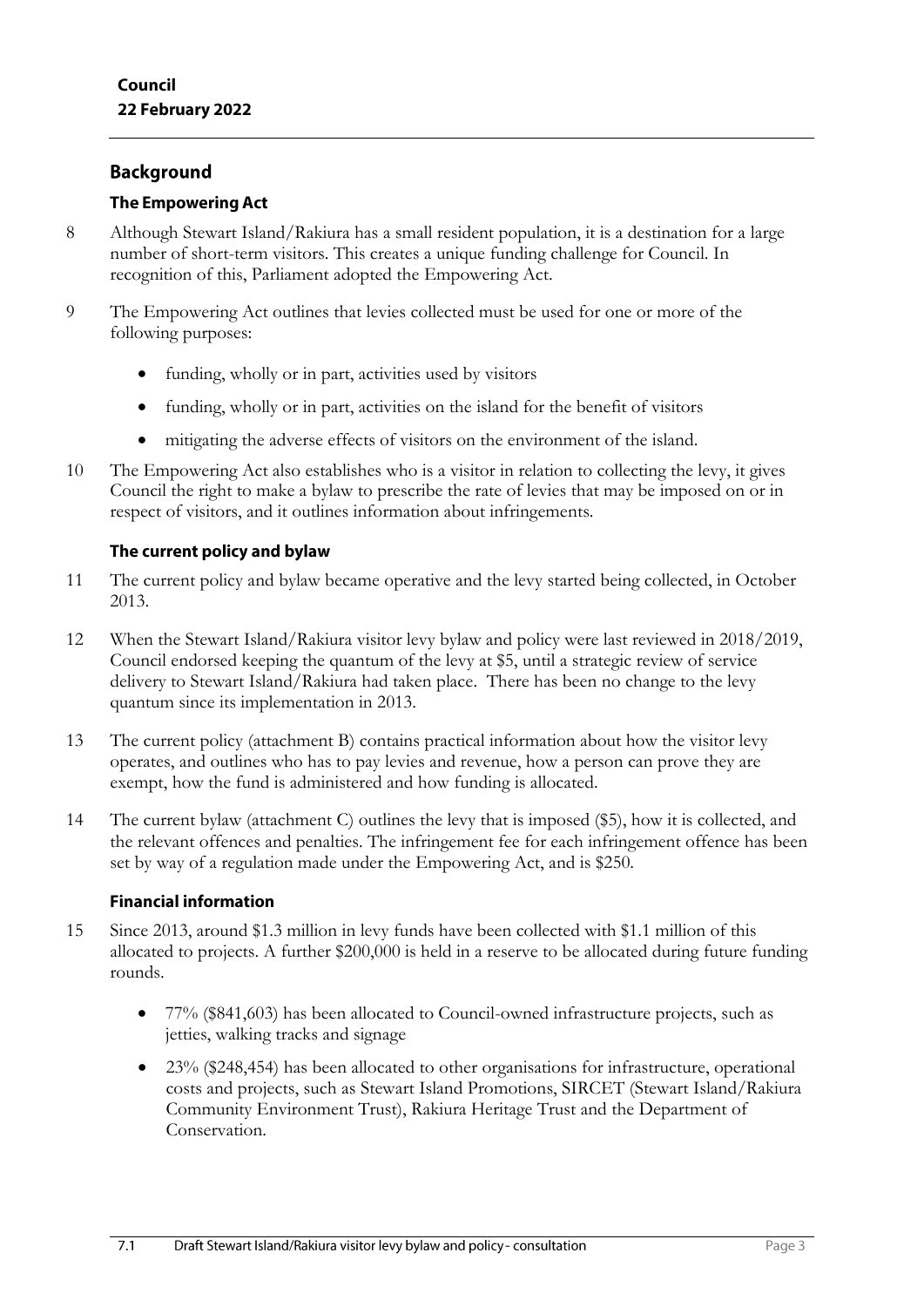## Background

### The Empowering Act

8 Although Stewart Island/Rakiura has a small resident population, it is a destination for a large number of short-term visitors. This creates a unique funding challenge for Council. In recognition of this, Parliament adopted the Empowering Act.

9 The Empowering Act outlines that levies collected must be used for one or more of the following purposes:

- funding, wholly or in part, activities used by visitors
- funding, wholly or in part, activities on the island for the benefit of visitors
- mitigating the adverse effects of visitors on the environment of the island.

10 The Empowering Act also establishes who is a visitor in relation to collecting the levy, it gives Council the right to make a bylaw to prescribe the rate of levies that may be imposed on or in respect of visitors, and it outlines information about infringements.

### The current policy and bylaw

11 The current policy and bylaw became operative and the levy started being collected, in October 2013.

12 When the Stewart Island/Rakiura visitor levy bylaw and policy were last reviewed in 2018/2019, Council endorsed keeping the quantum of the levy at $5, until a strategic review of service delivery to Stewart Island/Rakiura had taken place. There has been no change to the levy quantum since its implementation in 2013.

13 The current policy (attachment B) contains practical information about how the visitor levy operates, and outlines who has to pay levies and revenue, how a person can prove they are exempt, how the fund is administered and how funding is allocated.

14 The current bylaw (attachment C) outlines the levy that is imposed ($5), how it is collected, and the relevant offences and penalties. The infringement fee for each infringement offence has been set by way of a regulation made under the Empowering Act, and is $250.

### Financial information

15 Since 2013, around $1.3 million in levy funds have been collected with $1.1 million of this allocated to projects. A further $200,000 is held in a reserve to be allocated during future funding rounds.

- 77% ($841,603) has been allocated to Council-owned infrastructure projects, such as jetties, walking tracks and signage
- 23% ($248,454) has been allocated to other organisations for infrastructure, operational costs and projects, such as Stewart Island Promotions, SIRCET (Stewart Island/Rakiura Community Environment Trust), Rakiura Heritage Trust and the Department of Conservation.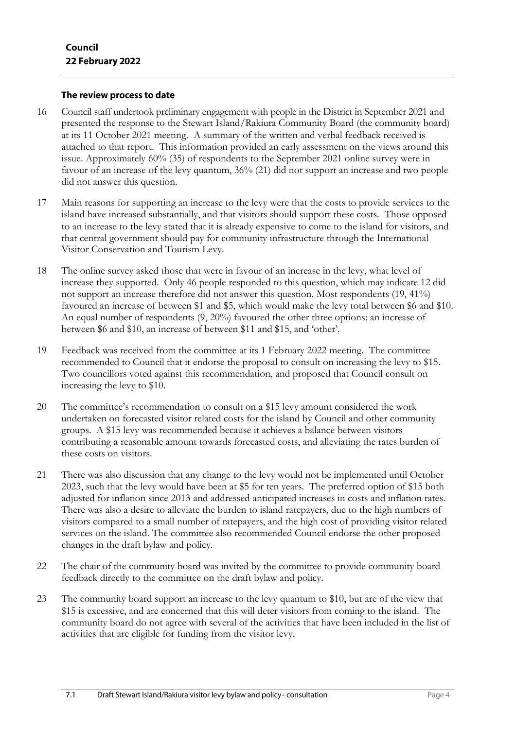### The review process to date

16 Council staff undertook preliminary engagement with people in the District in September 2021 and presented the response to the Stewart Island/Rakiura Community Board (the community board) at its 11 October 2021 meeting. A summary of the written and verbal feedback received is attached to that report. This information provided an early assessment on the views around this issue. Approximately 60% (35) of respondents to the September 2021 online survey were in favour of an increase of the levy quantum, 36% (21) did not support an increase and two people did not answer this question.

17 Main reasons for supporting an increase to the levy were that the costs to provide services to the island have increased substantially, and that visitors should support these costs. Those opposed to an increase to the levy stated that it is already expensive to come to the island for visitors, and that central government should pay for community infrastructure through the International Visitor Conservation and Tourism Levy.

18 The online survey asked those that were in favour of an increase in the levy, what level of increase they supported. Only 46 people responded to this question, which may indicate 12 did not support an increase therefore did not answer this question. Most respondents (19, 41%) favoured an increase of between $1 and $5, which would make the levy total between $6 and $10. An equal number of respondents (9, 20%) favoured the other three options: an increase of between $6 and $10, an increase of between $11 and $15, and 'other'.

19 Feedback was received from the committee at its 1 February 2022 meeting. The committee recommended to Council that it endorse the proposal to consult on increasing the levy to $15. Two councillors voted against this recommendation, and proposed that Council consult on increasing the levy to $10.

20 The committee's recommendation to consult on a $15 levy amount considered the work undertaken on forecasted visitor related costs for the island by Council and other community groups. A $15 levy was recommended because it achieves a balance between visitors contributing a reasonable amount towards forecasted costs, and alleviating the rates burden of these costs on visitors.

21 There was also discussion that any change to the levy would not be implemented until October 2023, such that the levy would have been at $5 for ten years. The preferred option of $15 both adjusted for inflation since 2013 and addressed anticipated increases in costs and inflation rates. There was also a desire to alleviate the burden to island ratepayers, due to the high numbers of visitors compared to a small number of ratepayers, and the high cost of providing visitor related services on the island. The committee also recommended Council endorse the other proposed changes in the draft bylaw and policy.

22 The chair of the community board was invited by the committee to provide community board feedback directly to the committee on the draft bylaw and policy.

23 The community board support an increase to the levy quantum to $10, but are of the view that $15 is excessive, and are concerned that this will deter visitors from coming to the island. The community board do not agree with several of the activities that have been included in the list of activities that are eligible for funding from the visitor levy.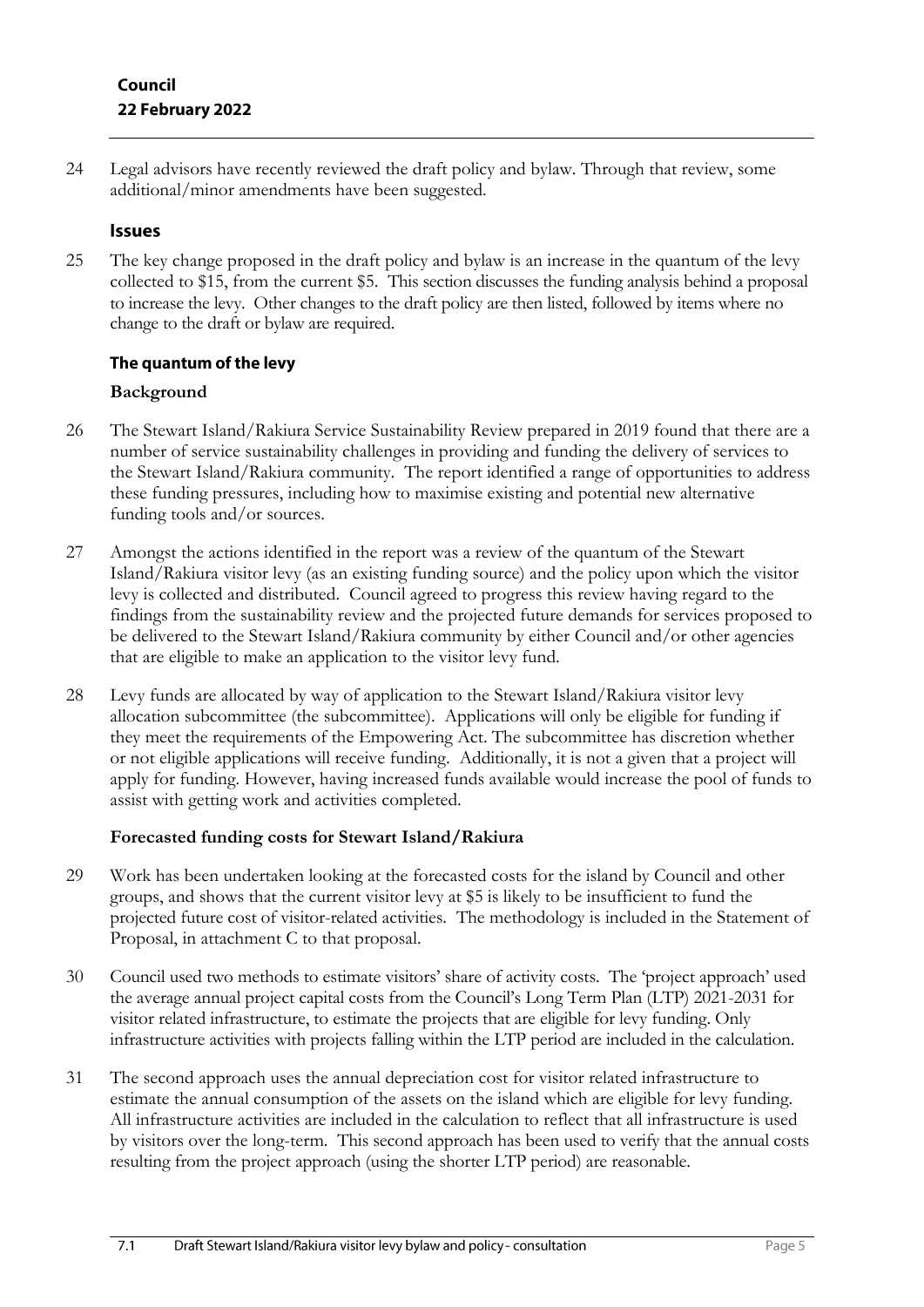24 Legal advisors have recently reviewed the draft policy and bylaw. Through that review, some additional/minor amendments have been suggested.

## Issues

25 The key change proposed in the draft policy and bylaw is an increase in the quantum of the levy collected to $15, from the current $5. This section discusses the funding analysis behind a proposal to increase the levy. Other changes to the draft policy are then listed, followed by items where no change to the draft or bylaw are required.

### The quantum of the levy

#### Background

26 The Stewart Island/Rakiura Service Sustainability Review prepared in 2019 found that there are a number of service sustainability challenges in providing and funding the delivery of services to the Stewart Island/Rakiura community. The report identified a range of opportunities to address these funding pressures, including how to maximise existing and potential new alternative funding tools and/or sources.

27 Amongst the actions identified in the report was a review of the quantum of the Stewart Island/Rakiura visitor levy (as an existing funding source) and the policy upon which the visitor levy is collected and distributed. Council agreed to progress this review having regard to the findings from the sustainability review and the projected future demands for services proposed to be delivered to the Stewart Island/Rakiura community by either Council and/or other agencies that are eligible to make an application to the visitor levy fund.

28 Levy funds are allocated by way of application to the Stewart Island/Rakiura visitor levy allocation subcommittee (the subcommittee). Applications will only be eligible for funding if they meet the requirements of the Empowering Act. The subcommittee has discretion whether or not eligible applications will receive funding. Additionally, it is not a given that a project will apply for funding. However, having increased funds available would increase the pool of funds to assist with getting work and activities completed.

#### Forecasted funding costs for Stewart Island/Rakiura

29 Work has been undertaken looking at the forecasted costs for the island by Council and other groups, and shows that the current visitor levy at $5 is likely to be insufficient to fund the projected future cost of visitor-related activities. The methodology is included in the Statement of Proposal, in attachment C to that proposal.

30 Council used two methods to estimate visitors' share of activity costs. The 'project approach' used the average annual project capital costs from the Council's Long Term Plan (LTP) 2021-2031 for visitor related infrastructure, to estimate the projects that are eligible for levy funding. Only infrastructure activities with projects falling within the LTP period are included in the calculation.

31 The second approach uses the annual depreciation cost for visitor related infrastructure to estimate the annual consumption of the assets on the island which are eligible for levy funding. All infrastructure activities are included in the calculation to reflect that all infrastructure is used by visitors over the long-term. This second approach has been used to verify that the annual costs resulting from the project approach (using the shorter LTP period) are reasonable.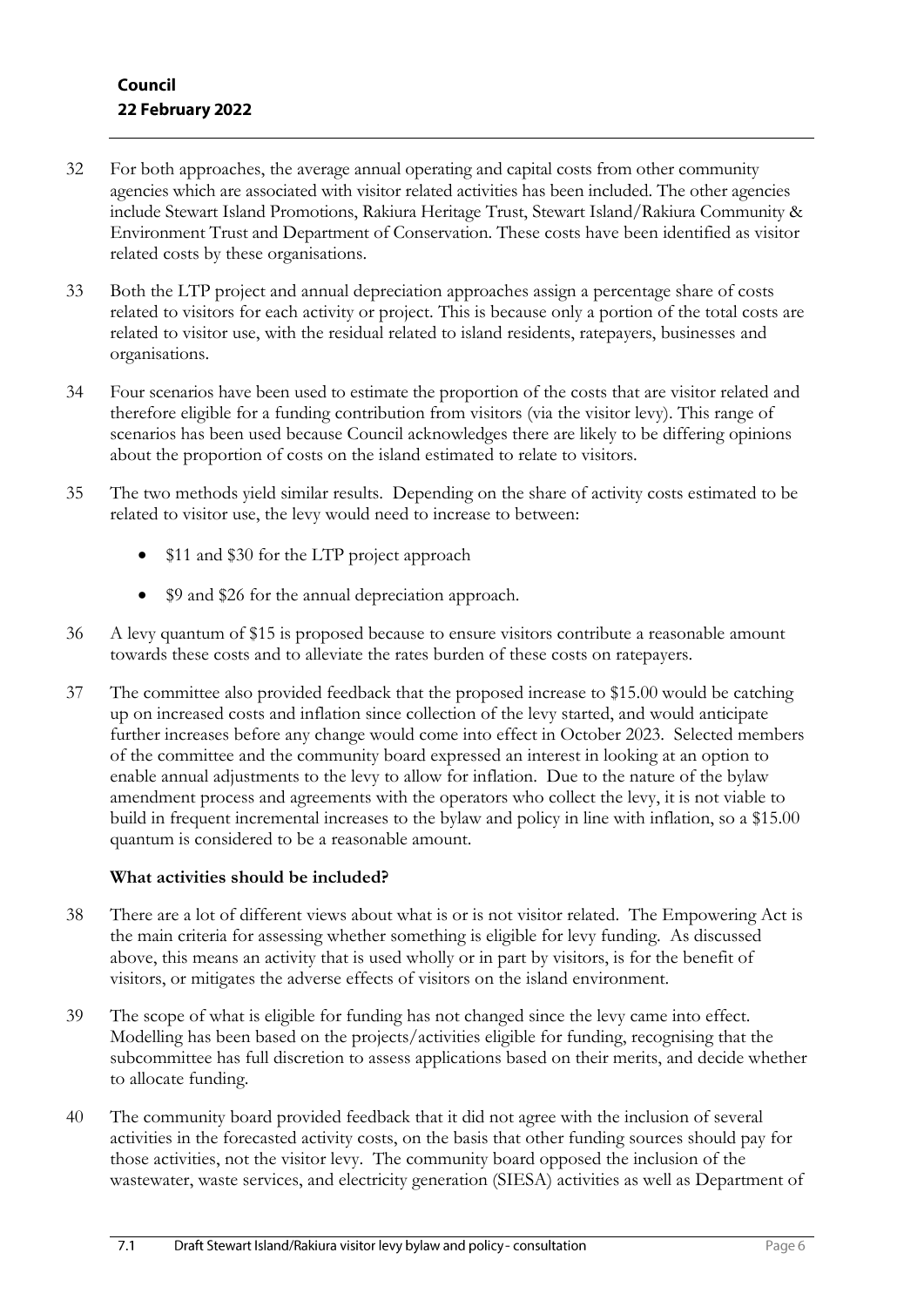32 For both approaches, the average annual operating and capital costs from other community agencies which are associated with visitor related activities has been included. The other agencies include Stewart Island Promotions, Rakiura Heritage Trust, Stewart Island/Rakiura Community & Environment Trust and Department of Conservation. These costs have been identified as visitor related costs by these organisations.

33 Both the LTP project and annual depreciation approaches assign a percentage share of costs related to visitors for each activity or project. This is because only a portion of the total costs are related to visitor use, with the residual related to island residents, ratepayers, businesses and organisations.

34 Four scenarios have been used to estimate the proportion of the costs that are visitor related and therefore eligible for a funding contribution from visitors (via the visitor levy). This range of scenarios has been used because Council acknowledges there are likely to be differing opinions about the proportion of costs on the island estimated to relate to visitors.

35 The two methods yield similar results. Depending on the share of activity costs estimated to be related to visitor use, the levy would need to increase to between:

- $11 and $30 for the LTP project approach
- $9 and $26 for the annual depreciation approach.

36 A levy quantum of $15 is proposed because to ensure visitors contribute a reasonable amount towards these costs and to alleviate the rates burden of these costs on ratepayers.

37 The committee also provided feedback that the proposed increase to $15.00 would be catching up on increased costs and inflation since collection of the levy started, and would anticipate further increases before any change would come into effect in October 2023. Selected members of the committee and the community board expressed an interest in looking at an option to enable annual adjustments to the levy to allow for inflation. Due to the nature of the bylaw amendment process and agreements with the operators who collect the levy, it is not viable to build in frequent incremental increases to the bylaw and policy in line with inflation, so a $15.00 quantum is considered to be a reasonable amount.

**What activities should be included?**

38 There are a lot of different views about what is or is not visitor related. The Empowering Act is the main criteria for assessing whether something is eligible for levy funding. As discussed above, this means an activity that is used wholly or in part by visitors, is for the benefit of visitors, or mitigates the adverse effects of visitors on the island environment.

39 The scope of what is eligible for funding has not changed since the levy came into effect. Modelling has been based on the projects/activities eligible for funding, recognising that the subcommittee has full discretion to assess applications based on their merits, and decide whether to allocate funding.

40 The community board provided feedback that it did not agree with the inclusion of several activities in the forecasted activity costs, on the basis that other funding sources should pay for those activities, not the visitor levy. The community board opposed the inclusion of the wastewater, waste services, and electricity generation (SIESA) activities as well as Department of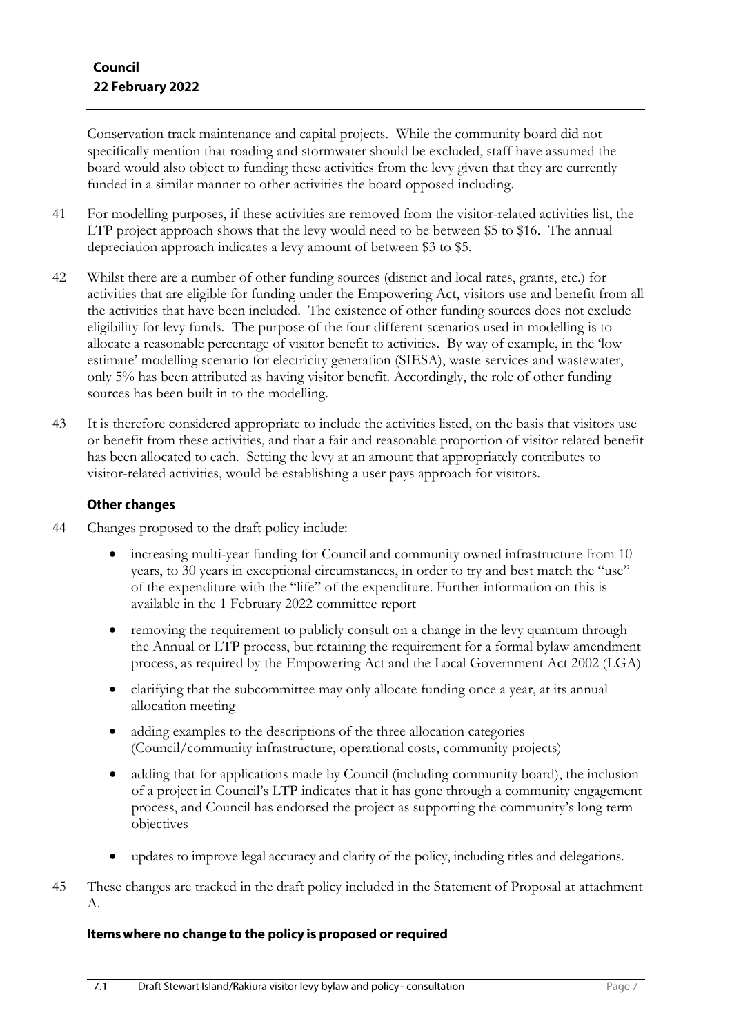Conservation track maintenance and capital projects. While the community board did not specifically mention that roading and stormwater should be excluded, staff have assumed the board would also object to funding these activities from the levy given that they are currently funded in a similar manner to other activities the board opposed including.

41 For modelling purposes, if these activities are removed from the visitor-related activities list, the LTP project approach shows that the levy would need to be between $5 to $16. The annual depreciation approach indicates a levy amount of between $3 to $5.

42 Whilst there are a number of other funding sources (district and local rates, grants, etc.) for activities that are eligible for funding under the Empowering Act, visitors use and benefit from all the activities that have been included. The existence of other funding sources does not exclude eligibility for levy funds. The purpose of the four different scenarios used in modelling is to allocate a reasonable percentage of visitor benefit to activities. By way of example, in the 'low estimate' modelling scenario for electricity generation (SIESA), waste services and wastewater, only 5% has been attributed as having visitor benefit. Accordingly, the role of other funding sources has been built in to the modelling.

43 It is therefore considered appropriate to include the activities listed, on the basis that visitors use or benefit from these activities, and that a fair and reasonable proportion of visitor related benefit has been allocated to each. Setting the levy at an amount that appropriately contributes to visitor-related activities, would be establishing a user pays approach for visitors.

### Other changes

44 Changes proposed to the draft policy include:

- increasing multi-year funding for Council and community owned infrastructure from 10 years, to 30 years in exceptional circumstances, in order to try and best match the "use" of the expenditure with the "life" of the expenditure. Further information on this is available in the 1 February 2022 committee report
- removing the requirement to publicly consult on a change in the levy quantum through the Annual or LTP process, but retaining the requirement for a formal bylaw amendment process, as required by the Empowering Act and the Local Government Act 2002 (LGA)
- clarifying that the subcommittee may only allocate funding once a year, at its annual allocation meeting
- adding examples to the descriptions of the three allocation categories (Council/community infrastructure, operational costs, community projects)
- adding that for applications made by Council (including community board), the inclusion of a project in Council's LTP indicates that it has gone through a community engagement process, and Council has endorsed the project as supporting the community's long term objectives
- updates to improve legal accuracy and clarity of the policy, including titles and delegations.

45 These changes are tracked in the draft policy included in the Statement of Proposal at attachment A.

### Items where no change to the policy is proposed or required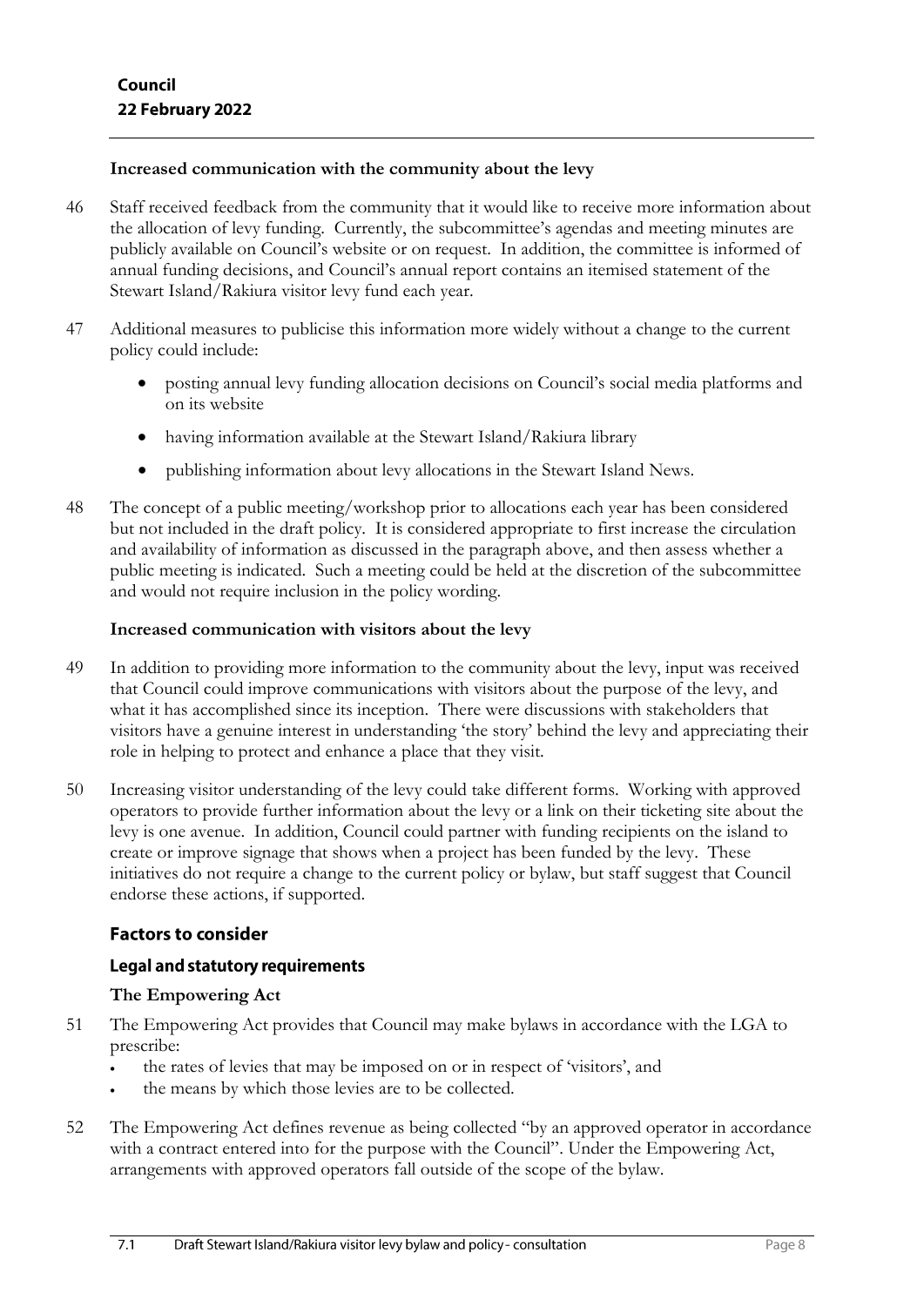**Increased communication with the community about the levy**

46 Staff received feedback from the community that it would like to receive more information about the allocation of levy funding. Currently, the subcommittee's agendas and meeting minutes are publicly available on Council's website or on request. In addition, the committee is informed of annual funding decisions, and Council's annual report contains an itemised statement of the Stewart Island/Rakiura visitor levy fund each year.

47 Additional measures to publicise this information more widely without a change to the current policy could include:

- posting annual levy funding allocation decisions on Council's social media platforms and on its website
- having information available at the Stewart Island/Rakiura library
- publishing information about levy allocations in the Stewart Island News.

48 The concept of a public meeting/workshop prior to allocations each year has been considered but not included in the draft policy. It is considered appropriate to first increase the circulation and availability of information as discussed in the paragraph above, and then assess whether a public meeting is indicated. Such a meeting could be held at the discretion of the subcommittee and would not require inclusion in the policy wording.

**Increased communication with visitors about the levy**

49 In addition to providing more information to the community about the levy, input was received that Council could improve communications with visitors about the purpose of the levy, and what it has accomplished since its inception. There were discussions with stakeholders that visitors have a genuine interest in understanding 'the story' behind the levy and appreciating their role in helping to protect and enhance a place that they visit.

50 Increasing visitor understanding of the levy could take different forms. Working with approved operators to provide further information about the levy or a link on their ticketing site about the levy is one avenue. In addition, Council could partner with funding recipients on the island to create or improve signage that shows when a project has been funded by the levy. These initiatives do not require a change to the current policy or bylaw, but staff suggest that Council endorse these actions, if supported.

## Factors to consider

### Legal and statutory requirements

**The Empowering Act**

51 The Empowering Act provides that Council may make bylaws in accordance with the LGA to prescribe:

- the rates of levies that may be imposed on or in respect of 'visitors', and
- the means by which those levies are to be collected.

52 The Empowering Act defines revenue as being collected "by an approved operator in accordance with a contract entered into for the purpose with the Council". Under the Empowering Act, arrangements with approved operators fall outside of the scope of the bylaw.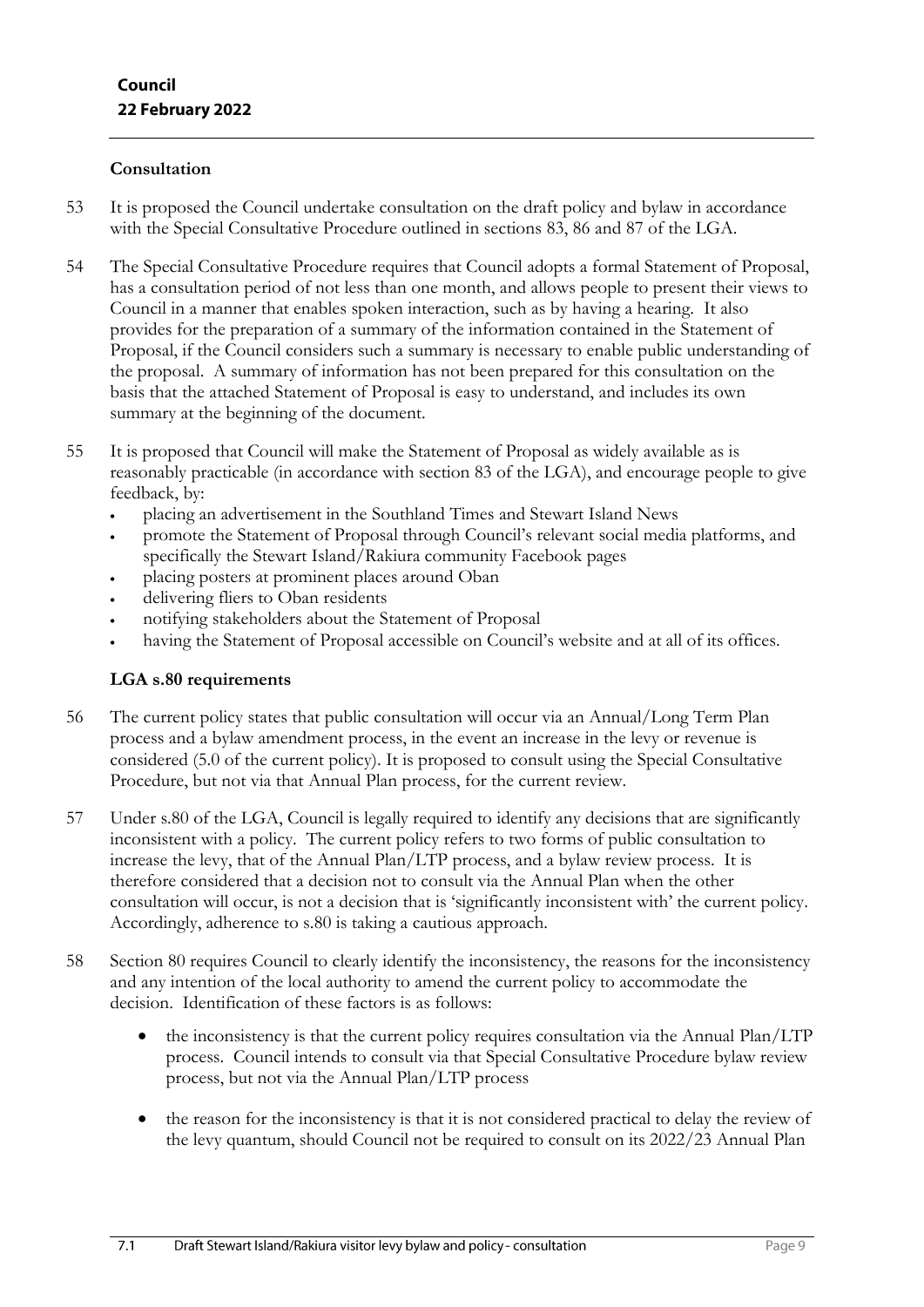## Consultation

53 It is proposed the Council undertake consultation on the draft policy and bylaw in accordance with the Special Consultative Procedure outlined in sections 83, 86 and 87 of the LGA.

54 The Special Consultative Procedure requires that Council adopts a formal Statement of Proposal, has a consultation period of not less than one month, and allows people to present their views to Council in a manner that enables spoken interaction, such as by having a hearing. It also provides for the preparation of a summary of the information contained in the Statement of Proposal, if the Council considers such a summary is necessary to enable public understanding of the proposal. A summary of information has not been prepared for this consultation on the basis that the attached Statement of Proposal is easy to understand, and includes its own summary at the beginning of the document.

55 It is proposed that Council will make the Statement of Proposal as widely available as is reasonably practicable (in accordance with section 83 of the LGA), and encourage people to give feedback, by:

- placing an advertisement in the Southland Times and Stewart Island News
- promote the Statement of Proposal through Council's relevant social media platforms, and specifically the Stewart Island/Rakiura community Facebook pages
- placing posters at prominent places around Oban
- delivering fliers to Oban residents
- notifying stakeholders about the Statement of Proposal
- having the Statement of Proposal accessible on Council's website and at all of its offices.

## LGA s.80 requirements

56 The current policy states that public consultation will occur via an Annual/Long Term Plan process and a bylaw amendment process, in the event an increase in the levy or revenue is considered (5.0 of the current policy). It is proposed to consult using the Special Consultative Procedure, but not via that Annual Plan process, for the current review.

57 Under s.80 of the LGA, Council is legally required to identify any decisions that are significantly inconsistent with a policy. The current policy refers to two forms of public consultation to increase the levy, that of the Annual Plan/LTP process, and a bylaw review process. It is therefore considered that a decision not to consult via the Annual Plan when the other consultation will occur, is not a decision that is 'significantly inconsistent with' the current policy. Accordingly, adherence to s.80 is taking a cautious approach.

58 Section 80 requires Council to clearly identify the inconsistency, the reasons for the inconsistency and any intention of the local authority to amend the current policy to accommodate the decision. Identification of these factors is as follows:

- the inconsistency is that the current policy requires consultation via the Annual Plan/LTP process. Council intends to consult via that Special Consultative Procedure bylaw review process, but not via the Annual Plan/LTP process

- the reason for the inconsistency is that it is not considered practical to delay the review of the levy quantum, should Council not be required to consult on its 2022/23 Annual Plan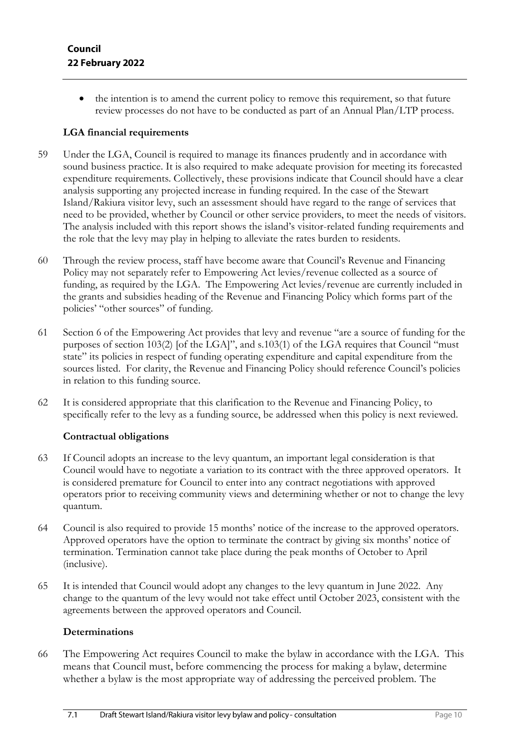- the intention is to amend the current policy to remove this requirement, so that future review processes do not have to be conducted as part of an Annual Plan/LTP process.

### LGA financial requirements

59 Under the LGA, Council is required to manage its finances prudently and in accordance with sound business practice. It is also required to make adequate provision for meeting its forecasted expenditure requirements. Collectively, these provisions indicate that Council should have a clear analysis supporting any projected increase in funding required. In the case of the Stewart Island/Rakiura visitor levy, such an assessment should have regard to the range of services that need to be provided, whether by Council or other service providers, to meet the needs of visitors. The analysis included with this report shows the island's visitor-related funding requirements and the role that the levy may play in helping to alleviate the rates burden to residents.

60 Through the review process, staff have become aware that Council's Revenue and Financing Policy may not separately refer to Empowering Act levies/revenue collected as a source of funding, as required by the LGA. The Empowering Act levies/revenue are currently included in the grants and subsidies heading of the Revenue and Financing Policy which forms part of the policies' "other sources" of funding.

61 Section 6 of the Empowering Act provides that levy and revenue "are a source of funding for the purposes of section 103(2) [of the LGA]", and s.103(1) of the LGA requires that Council "must state" its policies in respect of funding operating expenditure and capital expenditure from the sources listed. For clarity, the Revenue and Financing Policy should reference Council's policies in relation to this funding source.

62 It is considered appropriate that this clarification to the Revenue and Financing Policy, to specifically refer to the levy as a funding source, be addressed when this policy is next reviewed.

### Contractual obligations

63 If Council adopts an increase to the levy quantum, an important legal consideration is that Council would have to negotiate a variation to its contract with the three approved operators. It is considered premature for Council to enter into any contract negotiations with approved operators prior to receiving community views and determining whether or not to change the levy quantum.

64 Council is also required to provide 15 months' notice of the increase to the approved operators. Approved operators have the option to terminate the contract by giving six months' notice of termination. Termination cannot take place during the peak months of October to April (inclusive).

65 It is intended that Council would adopt any changes to the levy quantum in June 2022. Any change to the quantum of the levy would not take effect until October 2023, consistent with the agreements between the approved operators and Council.

### Determinations

66 The Empowering Act requires Council to make the bylaw in accordance with the LGA. This means that Council must, before commencing the process for making a bylaw, determine whether a bylaw is the most appropriate way of addressing the perceived problem. The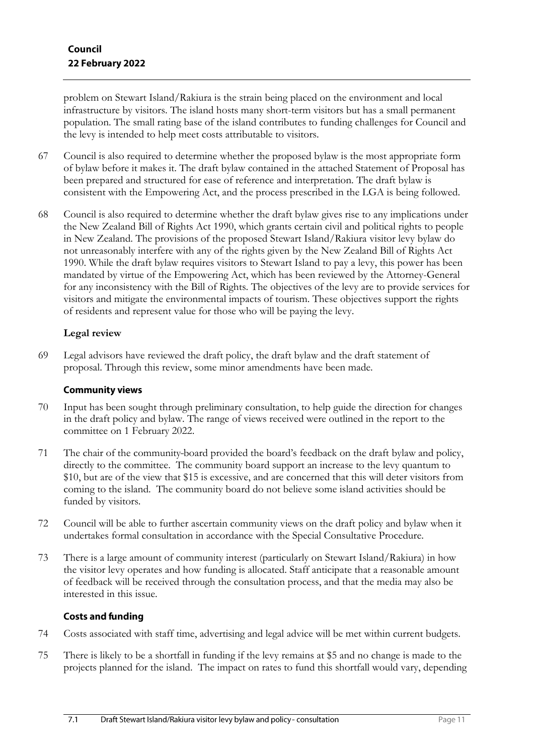problem on Stewart Island/Rakiura is the strain being placed on the environment and local infrastructure by visitors. The island hosts many short-term visitors but has a small permanent population. The small rating base of the island contributes to funding challenges for Council and the levy is intended to help meet costs attributable to visitors.

67 Council is also required to determine whether the proposed bylaw is the most appropriate form of bylaw before it makes it. The draft bylaw contained in the attached Statement of Proposal has been prepared and structured for ease of reference and interpretation. The draft bylaw is consistent with the Empowering Act, and the process prescribed in the LGA is being followed.

68 Council is also required to determine whether the draft bylaw gives rise to any implications under the New Zealand Bill of Rights Act 1990, which grants certain civil and political rights to people in New Zealand. The provisions of the proposed Stewart Island/Rakiura visitor levy bylaw do not unreasonably interfere with any of the rights given by the New Zealand Bill of Rights Act 1990. While the draft bylaw requires visitors to Stewart Island to pay a levy, this power has been mandated by virtue of the Empowering Act, which has been reviewed by the Attorney-General for any inconsistency with the Bill of Rights. The objectives of the levy are to provide services for visitors and mitigate the environmental impacts of tourism. These objectives support the rights of residents and represent value for those who will be paying the levy.

### Legal review

69 Legal advisors have reviewed the draft policy, the draft bylaw and the draft statement of proposal. Through this review, some minor amendments have been made.

### Community views

70 Input has been sought through preliminary consultation, to help guide the direction for changes in the draft policy and bylaw. The range of views received were outlined in the report to the committee on 1 February 2022.

71 The chair of the community-board provided the board's feedback on the draft bylaw and policy, directly to the committee. The community board support an increase to the levy quantum to $10, but are of the view that $15 is excessive, and are concerned that this will deter visitors from coming to the island. The community board do not believe some island activities should be funded by visitors.

72 Council will be able to further ascertain community views on the draft policy and bylaw when it undertakes formal consultation in accordance with the Special Consultative Procedure.

73 There is a large amount of community interest (particularly on Stewart Island/Rakiura) in how the visitor levy operates and how funding is allocated. Staff anticipate that a reasonable amount of feedback will be received through the consultation process, and that the media may also be interested in this issue.

### Costs and funding

74 Costs associated with staff time, advertising and legal advice will be met within current budgets.

75 There is likely to be a shortfall in funding if the levy remains at $5 and no change is made to the projects planned for the island. The impact on rates to fund this shortfall would vary, depending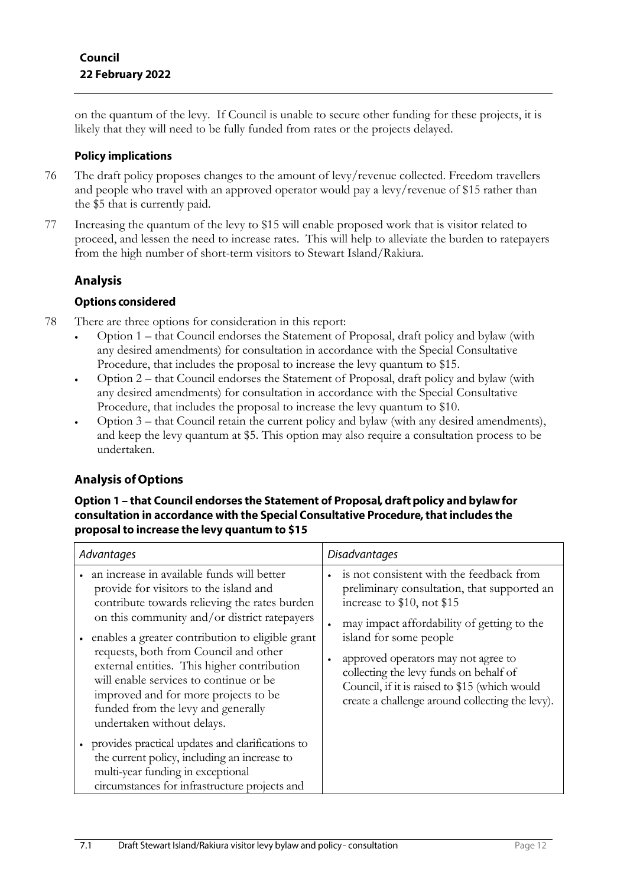on the quantum of the levy. If Council is unable to secure other funding for these projects, it is likely that they will need to be fully funded from rates or the projects delayed.

### Policy implications

76 The draft policy proposes changes to the amount of levy/revenue collected. Freedom travellers and people who travel with an approved operator would pay a levy/revenue of $15 rather than the $5 that is currently paid.

77 Increasing the quantum of the levy to $15 will enable proposed work that is visitor related to proceed, and lessen the need to increase rates. This will help to alleviate the burden to ratepayers from the high number of short-term visitors to Stewart Island/Rakiura.

## Analysis

### Options considered

78 There are three options for consideration in this report:

- Option 1 – that Council endorses the Statement of Proposal, draft policy and bylaw (with any desired amendments) for consultation in accordance with the Special Consultative Procedure, that includes the proposal to increase the levy quantum to $15.
- Option 2 – that Council endorses the Statement of Proposal, draft policy and bylaw (with any desired amendments) for consultation in accordance with the Special Consultative Procedure, that includes the proposal to increase the levy quantum to $10.
- Option 3 – that Council retain the current policy and bylaw (with any desired amendments), and keep the levy quantum at $5. This option may also require a consultation process to be undertaken.

## Analysis of Options

### Option 1 – that Council endorses the Statement of Proposal, draft policy and bylaw for consultation in accordance with the Special Consultative Procedure, that includes the proposal to increase the levy quantum to $15

| *Advantages* | *Disadvantages* |
|---|---|
| • an increase in available funds will better provide for visitors to the island and contribute towards relieving the rates burden on this community and/or district ratepayers<br>• enables a greater contribution to eligible grant requests, both from Council and other external entities. This higher contribution will enable services to continue or be improved and for more projects to be funded from the levy and generally undertaken without delays.<br>• provides practical updates and clarifications to the current policy, including an increase to multi-year funding in exceptional circumstances for infrastructure projects and | • is not consistent with the feedback from preliminary consultation, that supported an increase to $10, not $15<br>• may impact affordability of getting to the island for some people<br>• approved operators may not agree to collecting the levy funds on behalf of Council, if it is raised to $15 (which would create a challenge around collecting the levy). |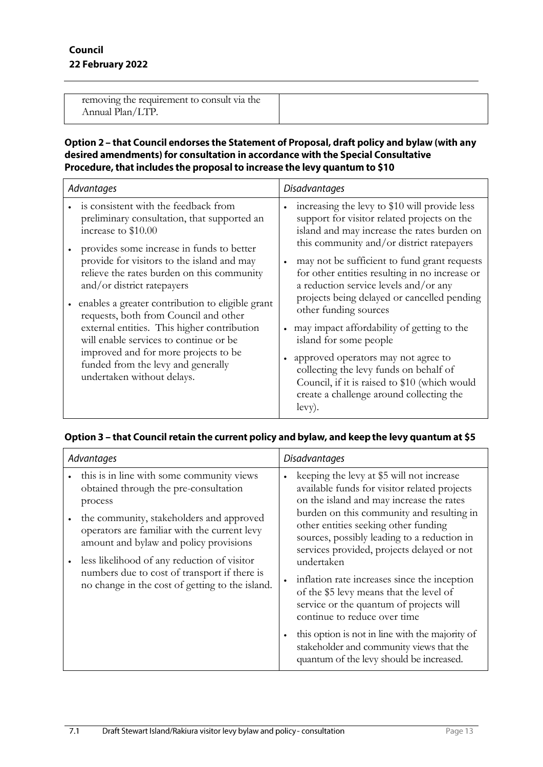| | |
|---|---|
| removing the requirement to consult via the Annual Plan/LTP. | |

**Option 2 – that Council endorses the Statement of Proposal, draft policy and bylaw (with any desired amendments) for consultation in accordance with the Special Consultative Procedure, that includes the proposal to increase the levy quantum to $10**

| *Advantages* | *Disadvantages* |
|---|---|
| • is consistent with the feedback from preliminary consultation, that supported an increase to $10.00<br>• provides some increase in funds to better provide for visitors to the island and may relieve the rates burden on this community and/or district ratepayers<br>• enables a greater contribution to eligible grant requests, both from Council and other external entities. This higher contribution will enable services to continue or be improved and for more projects to be funded from the levy and generally undertaken without delays. | • increasing the levy to $10 will provide less support for visitor related projects on the island and may increase the rates burden on this community and/or district ratepayers<br>• may not be sufficient to fund grant requests for other entities resulting in no increase or a reduction service levels and/or any projects being delayed or cancelled pending other funding sources<br>• may impact affordability of getting to the island for some people<br>• approved operators may not agree to collecting the levy funds on behalf of Council, if it is raised to $10 (which would create a challenge around collecting the levy). |

**Option 3 – that Council retain the current policy and bylaw, and keep the levy quantum at $5**

| *Advantages* | *Disadvantages* |
|---|---|
| • this is in line with some community views obtained through the pre-consultation process<br>• the community, stakeholders and approved operators are familiar with the current levy amount and bylaw and policy provisions<br>• less likelihood of any reduction of visitor numbers due to cost of transport if there is no change in the cost of getting to the island. | • keeping the levy at $5 will not increase available funds for visitor related projects on the island and may increase the rates burden on this community and resulting in other entities seeking other funding sources, possibly leading to a reduction in services provided, projects delayed or not undertaken<br>• inflation rate increases since the inception of the $5 levy means that the level of service or the quantum of projects will continue to reduce over time<br>• this option is not in line with the majority of stakeholder and community views that the quantum of the levy should be increased. |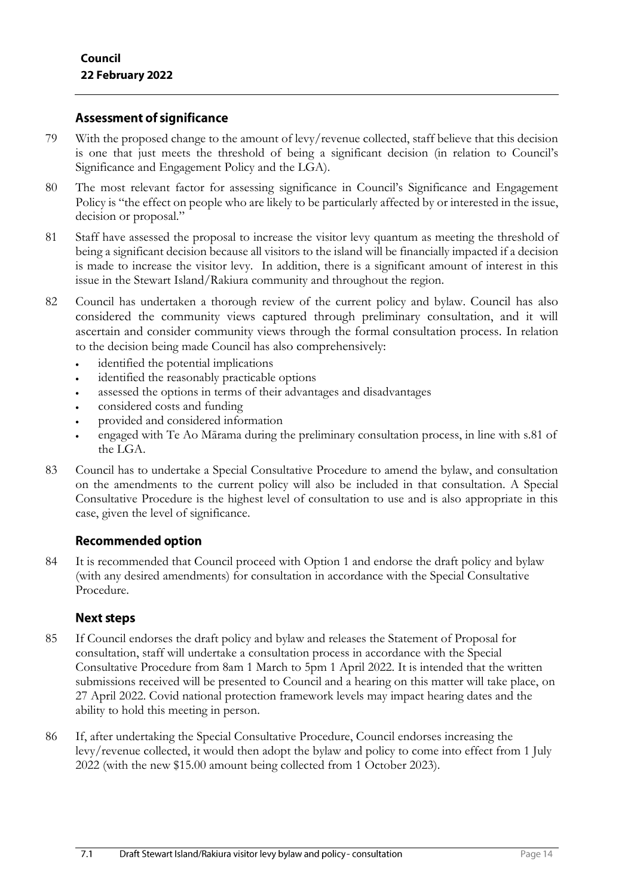## Assessment of significance

79 With the proposed change to the amount of levy/revenue collected, staff believe that this decision is one that just meets the threshold of being a significant decision (in relation to Council's Significance and Engagement Policy and the LGA).

80 The most relevant factor for assessing significance in Council's Significance and Engagement Policy is "the effect on people who are likely to be particularly affected by or interested in the issue, decision or proposal."

81 Staff have assessed the proposal to increase the visitor levy quantum as meeting the threshold of being a significant decision because all visitors to the island will be financially impacted if a decision is made to increase the visitor levy. In addition, there is a significant amount of interest in this issue in the Stewart Island/Rakiura community and throughout the region.

82 Council has undertaken a thorough review of the current policy and bylaw. Council has also considered the community views captured through preliminary consultation, and it will ascertain and consider community views through the formal consultation process. In relation to the decision being made Council has also comprehensively:

- identified the potential implications
- identified the reasonably practicable options
- assessed the options in terms of their advantages and disadvantages
- considered costs and funding
- provided and considered information
- engaged with Te Ao Mārama during the preliminary consultation process, in line with s.81 of the LGA.

83 Council has to undertake a Special Consultative Procedure to amend the bylaw, and consultation on the amendments to the current policy will also be included in that consultation. A Special Consultative Procedure is the highest level of consultation to use and is also appropriate in this case, given the level of significance.

## Recommended option

84 It is recommended that Council proceed with Option 1 and endorse the draft policy and bylaw (with any desired amendments) for consultation in accordance with the Special Consultative Procedure.

## Next steps

85 If Council endorses the draft policy and bylaw and releases the Statement of Proposal for consultation, staff will undertake a consultation process in accordance with the Special Consultative Procedure from 8am 1 March to 5pm 1 April 2022. It is intended that the written submissions received will be presented to Council and a hearing on this matter will take place, on 27 April 2022. Covid national protection framework levels may impact hearing dates and the ability to hold this meeting in person.

86 If, after undertaking the Special Consultative Procedure, Council endorses increasing the levy/revenue collected, it would then adopt the bylaw and policy to come into effect from 1 July 2022 (with the new $15.00 amount being collected from 1 October 2023).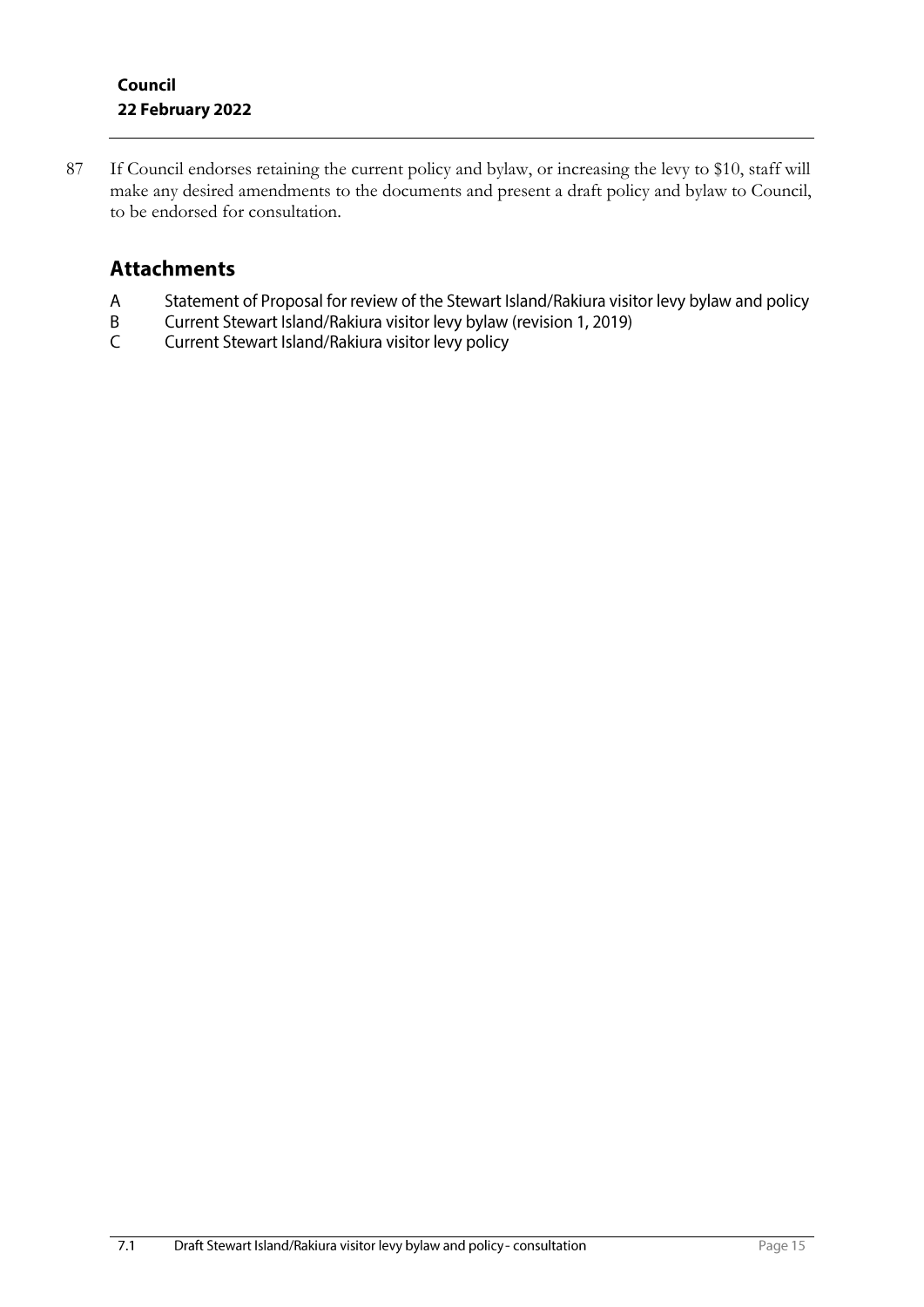87 If Council endorses retaining the current policy and bylaw, or increasing the levy to $10, staff will make any desired amendments to the documents and present a draft policy and bylaw to Council, to be endorsed for consultation.

## Attachments

- A Statement of Proposal for review of the Stewart Island/Rakiura visitor levy bylaw and policy
- B Current Stewart Island/Rakiura visitor levy bylaw (revision 1, 2019)
- C Current Stewart Island/Rakiura visitor levy policy